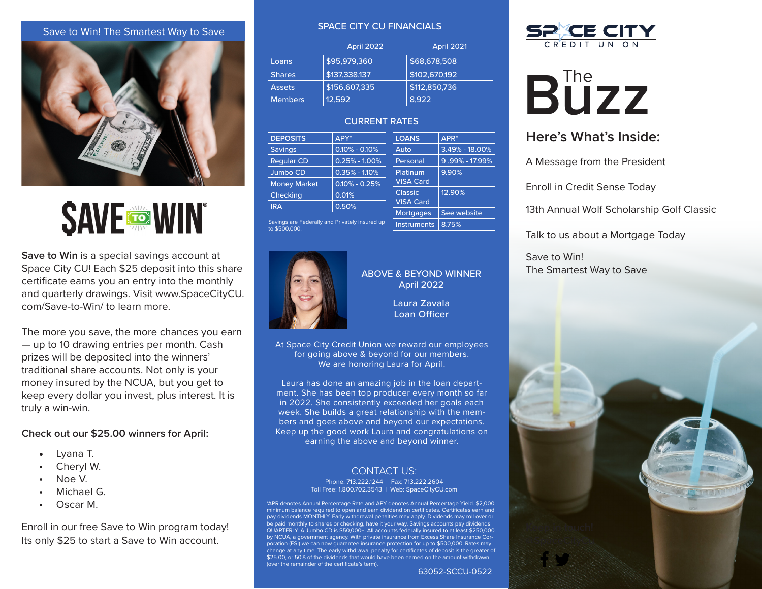## Save to Win! The Smartest Way to Save

**SAVE TO WIN**

**Save to Win** is a special savings account at Space City CU! Each $25 deposit into this share certificate earns you an entry into the monthly and quarterly drawings. Visit www.SpaceCityCU.com/Save-to-Win/ to learn more.

The more you save, the more chances you earn — up to 10 drawing entries per month. Cash prizes will be deposited into the winners' traditional share accounts. Not only is your money insured by the NCUA, but you get to keep every dollar you invest, plus interest. It is truly a win-win.

**Check out our $25.00 winners for April:**

- Lyana T.
- Cheryl W.
- Noe V.
- Michael G.
- Oscar M.

Enroll in our free Save to Win program today! Its only $25 to start a Save to Win account.

## SPACE CITY CU FINANCIALS

| | April 2022 | April 2021 |
|---|---|---|
| Loans | $95,979,360 | $68,678,508 |
| Shares | $137,338,137 | $102,670,192 |
| Assets | $156,607,335 | $112,850,736 |
| Members | 12,592 | 8,922 |

## CURRENT RATES

| DEPOSITS | APY* |
|---|---|
| Savings | 0.10% - 0.10% |
| Regular CD | 0.25% - 1.00% |
| Jumbo CD | 0.35% - 1.10% |
| Money Market | 0.10% - 0.25% |
| Checking | 0.01% |
| IRA | 0.50% |

Savings are Federally and Privately insured up to $500,000.

| LOANS | APR* |
|---|---|
| Auto | 3.49% - 18.00% |
| Personal | 9 .99% - 17.99% |
| Platinum VISA Card | 9.90% |
| Classic VISA Card | 12.90% |
| Mortgages | See website |
| Instruments | 8.75% |

## ABOVE & BEYOND WINNER April 2022

Laura Zavala
Loan Officer

At Space City Credit Union we reward our employees for going above & beyond for our members. We are honoring Laura for April.

Laura has done an amazing job in the loan department. She has been top producer every month so far in 2022. She consistently exceeded her goals each week. She builds a great relationship with the members and goes above and beyond our expectations. Keep up the good work Laura and congratulations on earning the above and beyond winner.

## CONTACT US:

Phone: 713.222.1244 | Fax: 713.222.2604
Toll Free: 1.800.702.3543 | Web: SpaceCityCU.com

*APR denotes Annual Percentage Rate and APY denotes Annual Percentage Yield. $2,000 minimum balance required to open and earn dividend on certificates. Certificates earn and pay dividends MONTHLY. Early withdrawal penalties may apply. Dividends may roll over or be paid monthly to shares or checking, have it your way. Savings accounts pay dividends QUARTERLY. A Jumbo CD is $50,000+. All accounts federally insured to at least $250,000 by NCUA, a government agency. With private insurance from Excess Share Insurance Corporation (ESI) we can now guarantee insurance protection for up to $500,000. Rates may change at any time. The early withdrawal penalty for certificates of deposit is the greater of $25.00, or 50% of the dividends that would have been earned on the amount withdrawn (over the remainder of the certificate's term).

63052-SCCU-0522

SPACE CITY CREDIT UNION

# The Buzz

## Here's What's Inside:

A Message from the President

Enroll in Credit Sense Today

13th Annual Wolf Scholarship Golf Classic

Talk to us about a Mortgage Today

Save to Win!
The Smartest Way to Save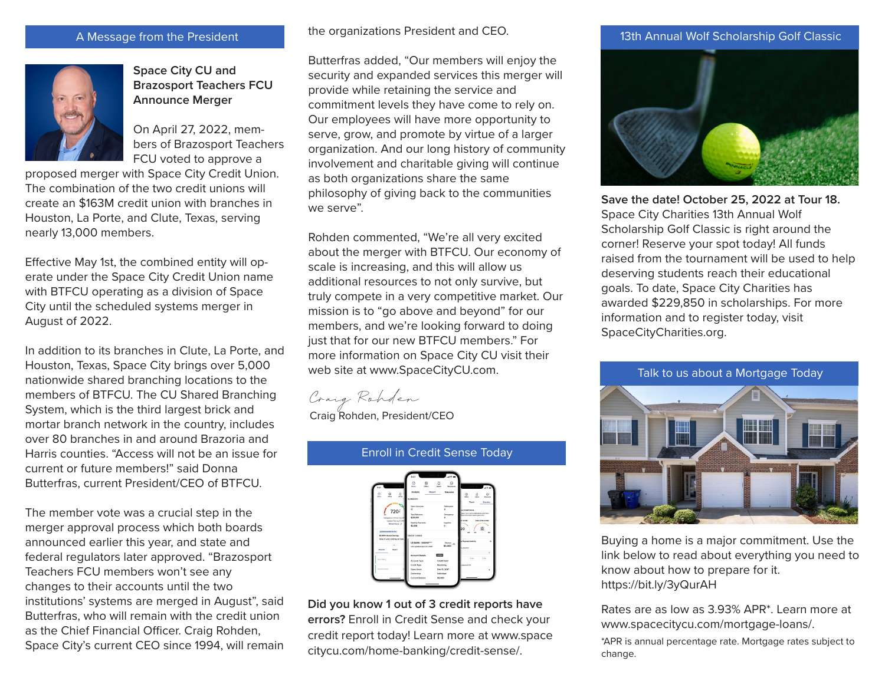## A Message from the President

**Space City CU and Brazosport Teachers FCU Announce Merger**

On April 27, 2022, members of Brazosport Teachers FCU voted to approve a proposed merger with Space City Credit Union. The combination of the two credit unions will create an $163M credit union with branches in Houston, La Porte, and Clute, Texas, serving nearly 13,000 members.

Effective May 1st, the combined entity will operate under the Space City Credit Union name with BTFCU operating as a division of Space City until the scheduled systems merger in August of 2022.

In addition to its branches in Clute, La Porte, and Houston, Texas, Space City brings over 5,000 nationwide shared branching locations to the members of BTFCU. The CU Shared Branching System, which is the third largest brick and mortar branch network in the country, includes over 80 branches in and around Brazoria and Harris counties. "Access will not be an issue for current or future members!" said Donna Butterfras, current President/CEO of BTFCU.

The member vote was a crucial step in the merger approval process which both boards announced earlier this year, and state and federal regulators later approved. "Brazosport Teachers FCU members won't see any changes to their accounts until the two institutions' systems are merged in August", said Butterfras, who will remain with the credit union as the Chief Financial Officer. Craig Rohden, Space City's current CEO since 1994, will remain the organizations President and CEO.

Butterfras added, "Our members will enjoy the security and expanded services this merger will provide while retaining the service and commitment levels they have come to rely on. Our employees will have more opportunity to serve, grow, and promote by virtue of a larger organization. And our long history of community involvement and charitable giving will continue as both organizations share the same philosophy of giving back to the communities we serve".

Rohden commented, "We're all very excited about the merger with BTFCU. Our economy of scale is increasing, and this will allow us additional resources to not only survive, but truly compete in a very competitive market. Our mission is to "go above and beyond" for our members, and we're looking forward to doing just that for our new BTFCU members." For more information on Space City CU visit their web site at www.SpaceCityCU.com.

Craig Rohden

Craig Rohden, President/CEO

## Enroll in Credit Sense Today

**Did you know 1 out of 3 credit reports have errors?** Enroll in Credit Sense and check your credit report today! Learn more at www.spacecitycu.com/home-banking/credit-sense/.

## 13th Annual Wolf Scholarship Golf Classic

**Save the date! October 25, 2022 at Tour 18.** Space City Charities 13th Annual Wolf Scholarship Golf Classic is right around the corner! Reserve your spot today! All funds raised from the tournament will be used to help deserving students reach their educational goals. To date, Space City Charities has awarded $229,850 in scholarships. For more information and to register today, visit SpaceCityCharities.org.

## Talk to us about a Mortgage Today

Buying a home is a major commitment. Use the link below to read about everything you need to know about how to prepare for it. https://bit.ly/3yQurAH

Rates are as low as 3.93% APR*. Learn more at www.spacecitycu.com/mortgage-loans/.

*APR is annual percentage rate. Mortgage rates subject to change.